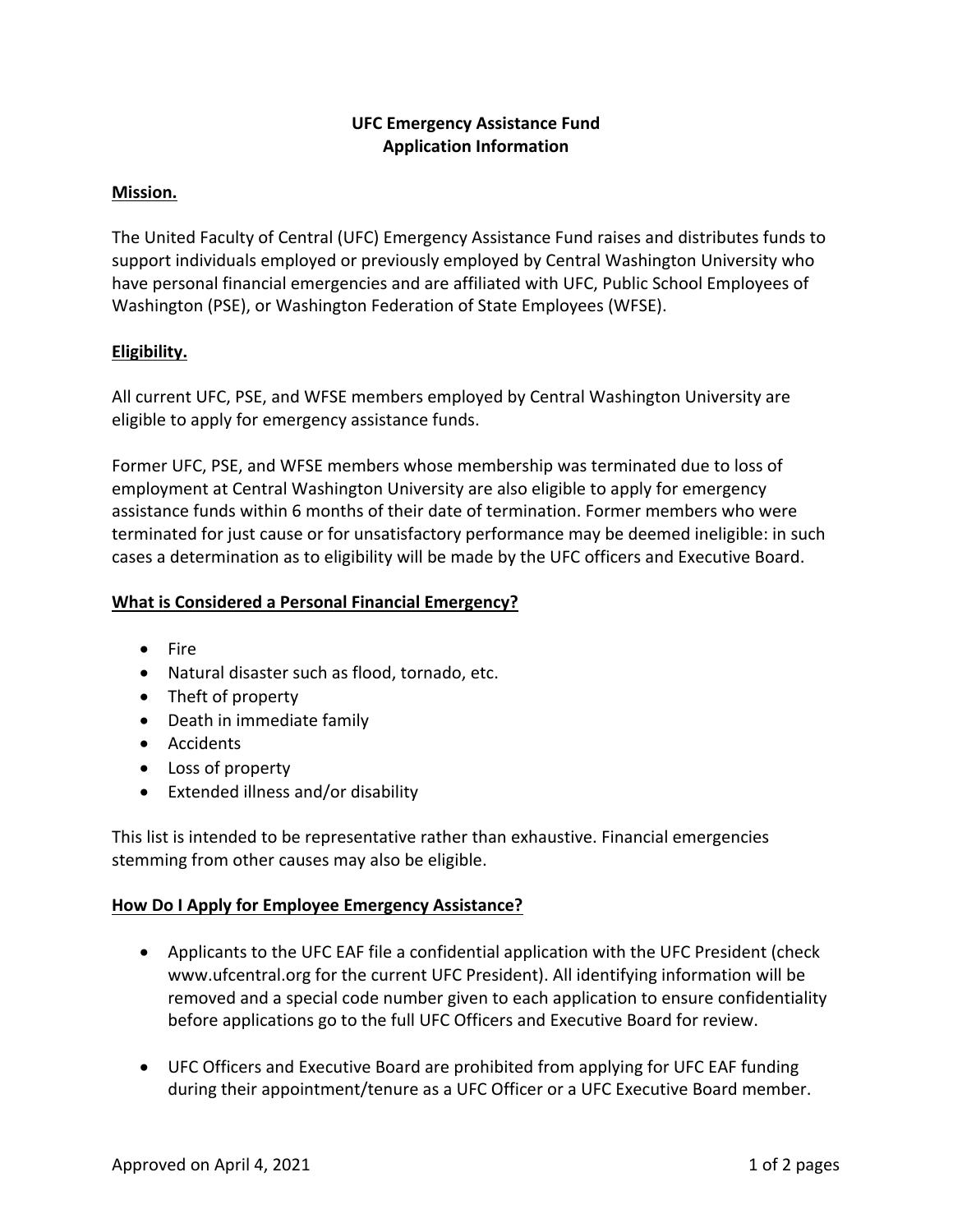# UFC Emergency Assistance Fund
## Application Information

**Mission.**

The United Faculty of Central (UFC) Emergency Assistance Fund raises and distributes funds to support individuals employed or previously employed by Central Washington University who have personal financial emergencies and are affiliated with UFC, Public School Employees of Washington (PSE), or Washington Federation of State Employees (WFSE).

**Eligibility.**

All current UFC, PSE, and WFSE members employed by Central Washington University are eligible to apply for emergency assistance funds.

Former UFC, PSE, and WFSE members whose membership was terminated due to loss of employment at Central Washington University are also eligible to apply for emergency assistance funds within 6 months of their date of termination. Former members who were terminated for just cause or for unsatisfactory performance may be deemed ineligible: in such cases a determination as to eligibility will be made by the UFC officers and Executive Board.

**What is Considered a Personal Financial Emergency?**

- Fire
- Natural disaster such as flood, tornado, etc.
- Theft of property
- Death in immediate family
- Accidents
- Loss of property
- Extended illness and/or disability

This list is intended to be representative rather than exhaustive. Financial emergencies stemming from other causes may also be eligible.

**How Do I Apply for Employee Emergency Assistance?**

- Applicants to the UFC EAF file a confidential application with the UFC President (check www.ufcentral.org for the current UFC President). All identifying information will be removed and a special code number given to each application to ensure confidentiality before applications go to the full UFC Officers and Executive Board for review.

- UFC Officers and Executive Board are prohibited from applying for UFC EAF funding during their appointment/tenure as a UFC Officer or a UFC Executive Board member.

Approved on April 4, 2021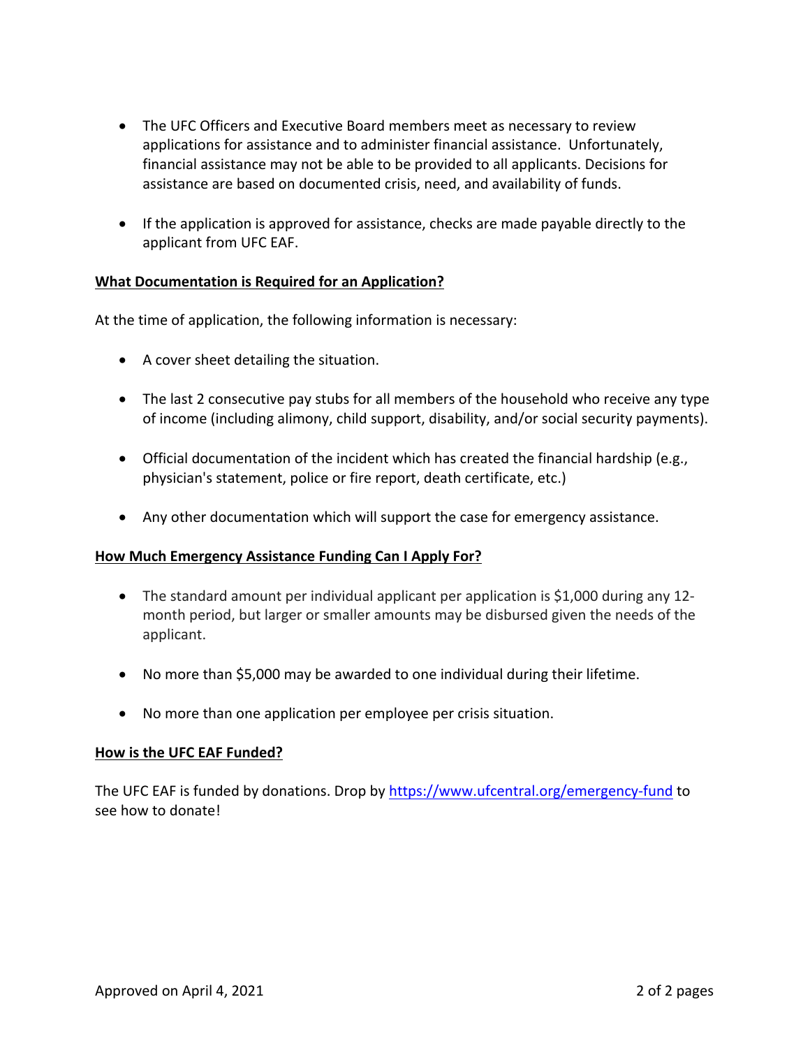- The UFC Officers and Executive Board members meet as necessary to review applications for assistance and to administer financial assistance. Unfortunately, financial assistance may not be able to be provided to all applicants. Decisions for assistance are based on documented crisis, need, and availability of funds.

- If the application is approved for assistance, checks are made payable directly to the applicant from UFC EAF.

**<u>What Documentation is Required for an Application?</u>**

At the time of application, the following information is necessary:

- A cover sheet detailing the situation.

- The last 2 consecutive pay stubs for all members of the household who receive any type of income (including alimony, child support, disability, and/or social security payments).

- Official documentation of the incident which has created the financial hardship (e.g., physician's statement, police or fire report, death certificate, etc.)

- Any other documentation which will support the case for emergency assistance.

**<u>How Much Emergency Assistance Funding Can I Apply For?</u>**

- The standard amount per individual applicant per application is $1,000 during any 12-month period, but larger or smaller amounts may be disbursed given the needs of the applicant.

- No more than $5,000 may be awarded to one individual during their lifetime.

- No more than one application per employee per crisis situation.

**<u>How is the UFC EAF Funded?</u>**

The UFC EAF is funded by donations. Drop by [https://www.ufcentral.org/emergency-fund](https://www.ufcentral.org/emergency-fund) to see how to donate!

Approved on April 4, 2021